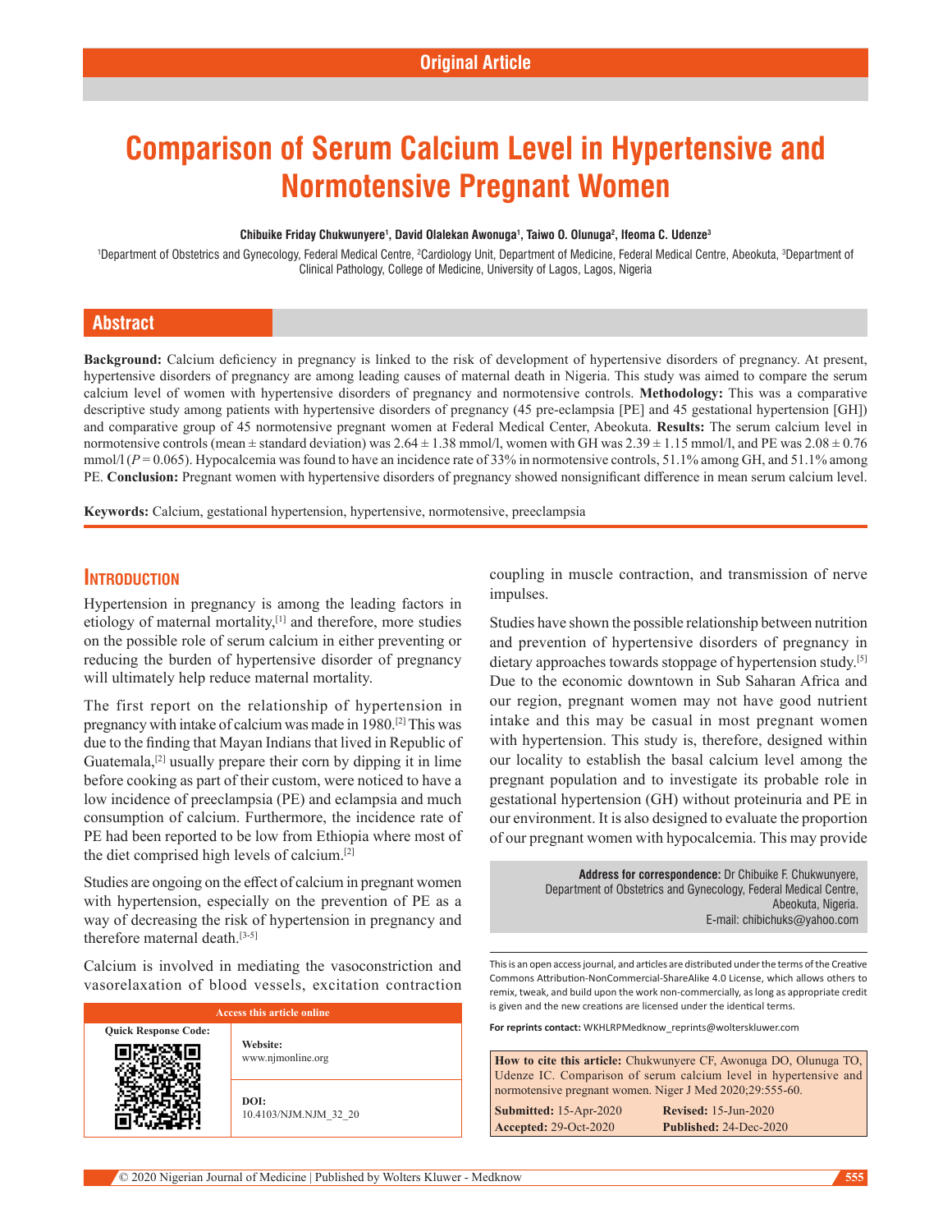Original Article

# Comparison of Serum Calcium Level in Hypertensive and Normotensive Pregnant Women

**Chibuike Friday Chukwunyere[1], David Olalekan Awonuga[1], Taiwo O. Olunuga[2], Ifeoma C. Udenze[3]**

[1]Department of Obstetrics and Gynecology, Federal Medical Centre, [2]Cardiology Unit, Department of Medicine, Federal Medical Centre, Abeokuta, [3]Department of Clinical Pathology, College of Medicine, University of Lagos, Lagos, Nigeria

## Abstract

**Background:** Calcium deficiency in pregnancy is linked to the risk of development of hypertensive disorders of pregnancy. At present, hypertensive disorders of pregnancy are among leading causes of maternal death in Nigeria. This study was aimed to compare the serum calcium level of women with hypertensive disorders of pregnancy and normotensive controls. **Methodology:** This was a comparative descriptive study among patients with hypertensive disorders of pregnancy (45 pre-eclampsia [PE] and 45 gestational hypertension [GH]) and comparative group of 45 normotensive pregnant women at Federal Medical Center, Abeokuta. **Results:** The serum calcium level in normotensive controls (mean ± standard deviation) was 2.64 ± 1.38 mmol/l, women with GH was 2.39 ± 1.15 mmol/l, and PE was 2.08 ± 0.76 mmol/l ($P = 0.065$). Hypocalcemia was found to have an incidence rate of 33% in normotensive controls, 51.1% among GH, and 51.1% among PE. **Conclusion:** Pregnant women with hypertensive disorders of pregnancy showed nonsignificant difference in mean serum calcium level.

**Keywords:** Calcium, gestational hypertension, hypertensive, normotensive, preeclampsia

## Introduction

Hypertension in pregnancy is among the leading factors in etiology of maternal mortality,[1] and therefore, more studies on the possible role of serum calcium in either preventing or reducing the burden of hypertensive disorder of pregnancy will ultimately help reduce maternal mortality.

The first report on the relationship of hypertension in pregnancy with intake of calcium was made in 1980.[2] This was due to the finding that Mayan Indians that lived in Republic of Guatemala,[2] usually prepare their corn by dipping it in lime before cooking as part of their custom, were noticed to have a low incidence of preeclampsia (PE) and eclampsia and much consumption of calcium. Furthermore, the incidence rate of PE had been reported to be low from Ethiopia where most of the diet comprised high levels of calcium.[2]

Studies are ongoing on the effect of calcium in pregnant women with hypertension, especially on the prevention of PE as a way of decreasing the risk of hypertension in pregnancy and therefore maternal death.[3-5]

Calcium is involved in mediating the vasoconstriction and vasorelaxation of blood vessels, excitation contraction coupling in muscle contraction, and transmission of nerve impulses.

Studies have shown the possible relationship between nutrition and prevention of hypertensive disorders of pregnancy in dietary approaches towards stoppage of hypertension study.[5] Due to the economic downtown in Sub Saharan Africa and our region, pregnant women may not have good nutrient intake and this may be casual in most pregnant women with hypertension. This study is, therefore, designed within our locality to establish the basal calcium level among the pregnant population and to investigate its probable role in gestational hypertension (GH) without proteinuria and PE in our environment. It is also designed to evaluate the proportion of our pregnant women with hypocalcemia. This may provide

**Address for correspondence:** Dr Chibuike F. Chukwunyere, Department of Obstetrics and Gynecology, Federal Medical Centre, Abeokuta, Nigeria. E-mail: chibichuks@yahoo.com

| Access this article online | |
|---|---|
| Quick Response Code: | **Website:** www.njmonline.org |
| | **DOI:** 10.4103/NJM.NJM_32_20 |

This is an open access journal, and articles are distributed under the terms of the Creative Commons Attribution-NonCommercial-ShareAlike 4.0 License, which allows others to remix, tweak, and build upon the work non-commercially, as long as appropriate credit is given and the new creations are licensed under the identical terms.

**For reprints contact:** WKHLRPMedknow_reprints@wolterskluwer.com

**How to cite this article:** Chukwunyere CF, Awonuga DO, Olunuga TO, Udenze IC. Comparison of serum calcium level in hypertensive and normotensive pregnant women. Niger J Med 2020;29:555-60.

**Submitted:** 15-Apr-2020 **Revised:** 15-Jun-2020
**Accepted:** 29-Oct-2020 **Published:** 24-Dec-2020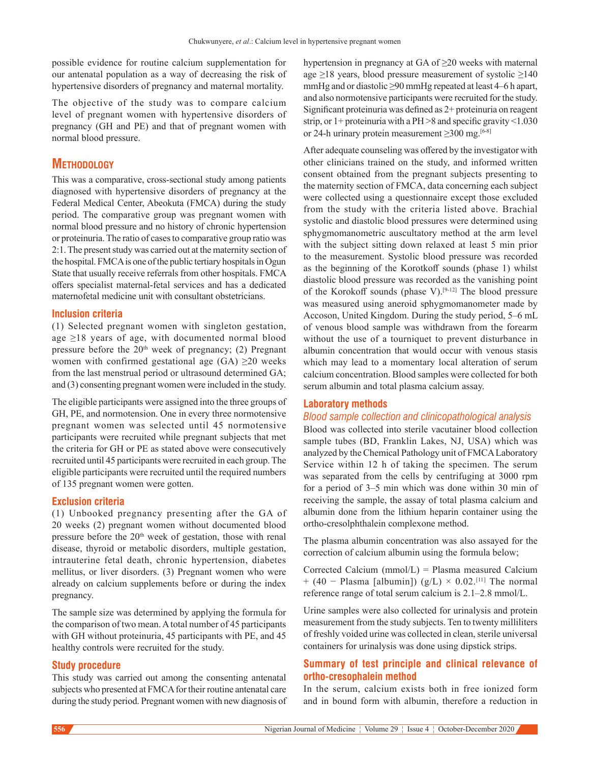possible evidence for routine calcium supplementation for our antenatal population as a way of decreasing the risk of hypertensive disorders of pregnancy and maternal mortality.

The objective of the study was to compare calcium level of pregnant women with hypertensive disorders of pregnancy (GH and PE) and that of pregnant women with normal blood pressure.

## Methodology

This was a comparative, cross-sectional study among patients diagnosed with hypertensive disorders of pregnancy at the Federal Medical Center, Abeokuta (FMCA) during the study period. The comparative group was pregnant women with normal blood pressure and no history of chronic hypertension or proteinuria. The ratio of cases to comparative group ratio was 2:1. The present study was carried out at the maternity section of the hospital. FMCA is one of the public tertiary hospitals in Ogun State that usually receive referrals from other hospitals. FMCA offers specialist maternal-fetal services and has a dedicated maternofetal medicine unit with consultant obstetricians.

### Inclusion criteria

(1) Selected pregnant women with singleton gestation, age ≥18 years of age, with documented normal blood pressure before the 20th week of pregnancy; (2) Pregnant women with confirmed gestational age (GA) ≥20 weeks from the last menstrual period or ultrasound determined GA; and (3) consenting pregnant women were included in the study.

The eligible participants were assigned into the three groups of GH, PE, and normotension. One in every three normotensive pregnant women was selected until 45 normotensive participants were recruited while pregnant subjects that met the criteria for GH or PE as stated above were consecutively recruited until 45 participants were recruited in each group. The eligible participants were recruited until the required numbers of 135 pregnant women were gotten.

### Exclusion criteria

(1) Unbooked pregnancy presenting after the GA of 20 weeks (2) pregnant women without documented blood pressure before the 20th week of gestation, those with renal disease, thyroid or metabolic disorders, multiple gestation, intrauterine fetal death, chronic hypertension, diabetes mellitus, or liver disorders. (3) Pregnant women who were already on calcium supplements before or during the index pregnancy.

The sample size was determined by applying the formula for the comparison of two mean. A total number of 45 participants with GH without proteinuria, 45 participants with PE, and 45 healthy controls were recruited for the study.

### Study procedure

This study was carried out among the consenting antenatal subjects who presented at FMCA for their routine antenatal care during the study period. Pregnant women with new diagnosis of hypertension in pregnancy at GA of ≥20 weeks with maternal age ≥18 years, blood pressure measurement of systolic ≥140 mmHg and or diastolic ≥90 mmHg repeated at least 4–6 h apart, and also normotensive participants were recruited for the study. Significant proteinuria was defined as 2+ proteinuria on reagent strip, or 1+ proteinuria with a PH >8 and specific gravity <1.030 or 24-h urinary protein measurement ≥300 mg.[6-8]

After adequate counseling was offered by the investigator with other clinicians trained on the study, and informed written consent obtained from the pregnant subjects presenting to the maternity section of FMCA, data concerning each subject were collected using a questionnaire except those excluded from the study with the criteria listed above. Brachial systolic and diastolic blood pressures were determined using sphygmomanometric auscultatory method at the arm level with the subject sitting down relaxed at least 5 min prior to the measurement. Systolic blood pressure was recorded as the beginning of the Korotkoff sounds (phase 1) whilst diastolic blood pressure was recorded as the vanishing point of the Korokoff sounds (phase V).[9-12] The blood pressure was measured using aneroid sphygmomanometer made by Accoson, United Kingdom. During the study period, 5–6 mL of venous blood sample was withdrawn from the forearm without the use of a tourniquet to prevent disturbance in albumin concentration that would occur with venous stasis which may lead to a momentary local alteration of serum calcium concentration. Blood samples were collected for both serum albumin and total plasma calcium assay.

### Laboratory methods

#### *Blood sample collection and clinicopathological analysis*

Blood was collected into sterile vacutainer blood collection sample tubes (BD, Franklin Lakes, NJ, USA) which was analyzed by the Chemical Pathology unit of FMCA Laboratory Service within 12 h of taking the specimen. The serum was separated from the cells by centrifuging at 3000 rpm for a period of 3–5 min which was done within 30 min of receiving the sample, the assay of total plasma calcium and albumin done from the lithium heparin container using the ortho-cresolphthalein complexone method.

The plasma albumin concentration was also assayed for the correction of calcium albumin using the formula below;

Corrected Calcium (mmol/L) = Plasma measured Calcium + (40 − Plasma [albumin]) (g/L) × 0.02.[11] The normal reference range of total serum calcium is 2.1–2.8 mmol/L.

Urine samples were also collected for urinalysis and protein measurement from the study subjects. Ten to twenty milliliters of freshly voided urine was collected in clean, sterile universal containers for urinalysis was done using dipstick strips.

### Summary of test principle and clinical relevance of ortho-cresophalein method

In the serum, calcium exists both in free ionized form and in bound form with albumin, therefore a reduction in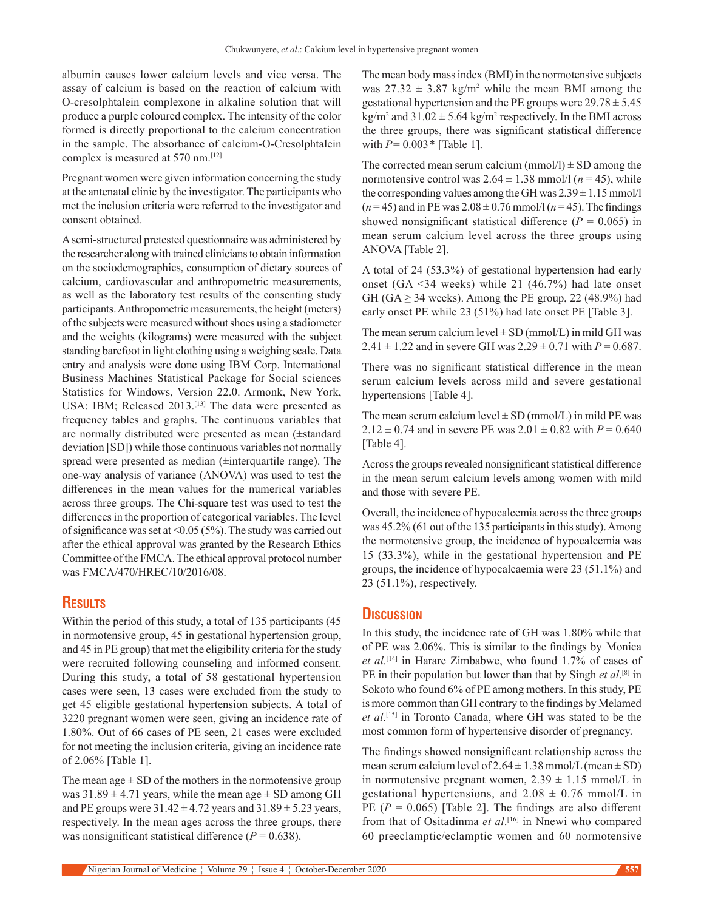albumin causes lower calcium levels and vice versa. The assay of calcium is based on the reaction of calcium with O-cresolphtalein complexone in alkaline solution that will produce a purple coloured complex. The intensity of the color formed is directly proportional to the calcium concentration in the sample. The absorbance of calcium-O-Cresolphtalein complex is measured at 570 nm.[12]

Pregnant women were given information concerning the study at the antenatal clinic by the investigator. The participants who met the inclusion criteria were referred to the investigator and consent obtained.

A semi-structured pretested questionnaire was administered by the researcher along with trained clinicians to obtain information on the sociodemographics, consumption of dietary sources of calcium, cardiovascular and anthropometric measurements, as well as the laboratory test results of the consenting study participants. Anthropometric measurements, the height (meters) of the subjects were measured without shoes using a stadiometer and the weights (kilograms) were measured with the subject standing barefoot in light clothing using a weighing scale. Data entry and analysis were done using IBM Corp. International Business Machines Statistical Package for Social sciences Statistics for Windows, Version 22.0. Armonk, New York, USA: IBM; Released 2013.[13] The data were presented as frequency tables and graphs. The continuous variables that are normally distributed were presented as mean (±standard deviation [SD]) while those continuous variables not normally spread were presented as median (±interquartile range). The one-way analysis of variance (ANOVA) was used to test the differences in the mean values for the numerical variables across three groups. The Chi-square test was used to test the differences in the proportion of categorical variables. The level of significance was set at <0.05 (5%). The study was carried out after the ethical approval was granted by the Research Ethics Committee of the FMCA. The ethical approval protocol number was FMCA/470/HREC/10/2016/08.

## Results

Within the period of this study, a total of 135 participants (45 in normotensive group, 45 in gestational hypertension group, and 45 in PE group) that met the eligibility criteria for the study were recruited following counseling and informed consent. During this study, a total of 58 gestational hypertension cases were seen, 13 cases were excluded from the study to get 45 eligible gestational hypertension subjects. A total of 3220 pregnant women were seen, giving an incidence rate of 1.80%. Out of 66 cases of PE seen, 21 cases were excluded for not meeting the inclusion criteria, giving an incidence rate of 2.06% [Table 1].

The mean age ± SD of the mothers in the normotensive group was 31.89 ± 4.71 years, while the mean age ± SD among GH and PE groups were 31.42 ± 4.72 years and 31.89 ± 5.23 years, respectively. In the mean ages across the three groups, there was nonsignificant statistical difference ($P = 0.638$).

The mean body mass index (BMI) in the normotensive subjects was 27.32 ± 3.87 kg/m$^2$ while the mean BMI among the gestational hypertension and the PE groups were 29.78 ± 5.45 kg/m$^2$ and 31.02 ± 5.64 kg/m$^2$ respectively. In the BMI across the three groups, there was significant statistical difference with $P = 0.003$* [Table 1].

The corrected mean serum calcium (mmol/l) ± SD among the normotensive control was 2.64 ± 1.38 mmol/l ($n = 45$), while the corresponding values among the GH was 2.39 ± 1.15 mmol/l ($n = 45$) and in PE was 2.08 ± 0.76 mmol/l ($n = 45$). The findings showed nonsignificant statistical difference ($P = 0.065$) in mean serum calcium level across the three groups using ANOVA [Table 2].

A total of 24 (53.3%) of gestational hypertension had early onset (GA <34 weeks) while 21 (46.7%) had late onset GH (GA ≥ 34 weeks). Among the PE group, 22 (48.9%) had early onset PE while 23 (51%) had late onset PE [Table 3].

The mean serum calcium level ± SD (mmol/L) in mild GH was 2.41 ± 1.22 and in severe GH was 2.29 ± 0.71 with $P = 0.687$.

There was no significant statistical difference in the mean serum calcium levels across mild and severe gestational hypertensions [Table 4].

The mean serum calcium level ± SD (mmol/L) in mild PE was 2.12 ± 0.74 and in severe PE was 2.01 ± 0.82 with $P = 0.640$ [Table 4].

Across the groups revealed nonsignificant statistical difference in the mean serum calcium levels among women with mild and those with severe PE.

Overall, the incidence of hypocalcemia across the three groups was 45.2% (61 out of the 135 participants in this study). Among the normotensive group, the incidence of hypocalcemia was 15 (33.3%), while in the gestational hypertension and PE groups, the incidence of hypocalcaemia were 23 (51.1%) and 23 (51.1%), respectively.

## Discussion

In this study, the incidence rate of GH was 1.80% while that of PE was 2.06%. This is similar to the findings by Monica *et al.*[14] in Harare Zimbabwe, who found 1.7% of cases of PE in their population but lower than that by Singh *et al.*[8] in Sokoto who found 6% of PE among mothers. In this study, PE is more common than GH contrary to the findings by Melamed *et al.*[15] in Toronto Canada, where GH was stated to be the most common form of hypertensive disorder of pregnancy.

The findings showed nonsignificant relationship across the mean serum calcium level of 2.64 ± 1.38 mmol/L (mean ± SD) in normotensive pregnant women, 2.39 ± 1.15 mmol/L in gestational hypertensions, and 2.08 ± 0.76 mmol/L in PE ($P = 0.065$) [Table 2]. The findings are also different from that of Ositadinma *et al.*[16] in Nnewi who compared 60 preeclamptic/eclamptic women and 60 normotensive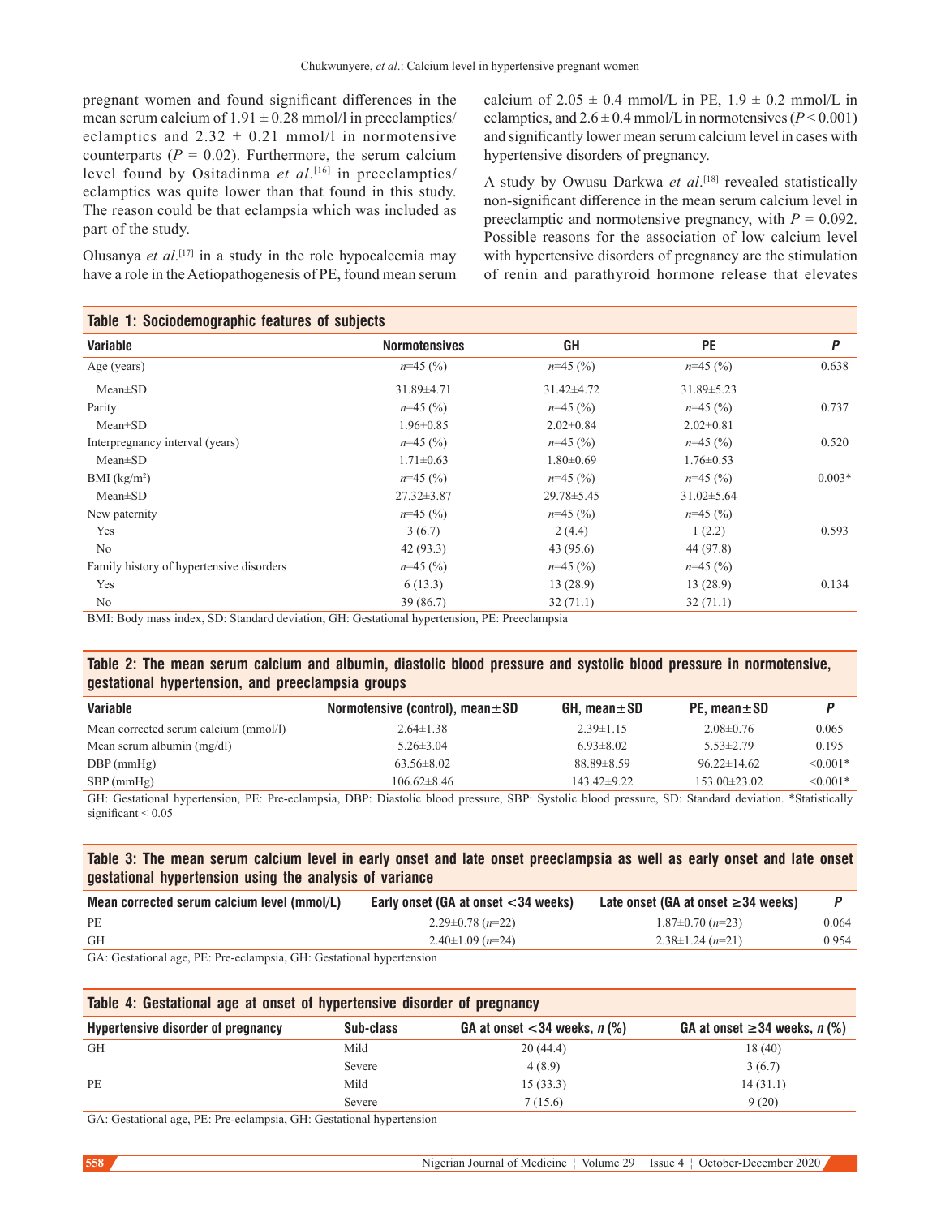pregnant women and found significant differences in the mean serum calcium of 1.91 ± 0.28 mmol/l in preeclamptics/eclamptics and 2.32 ± 0.21 mmol/l in normotensive counterparts ($P = 0.02$). Furthermore, the serum calcium level found by Ositadinma *et al*.[16] in preeclamptics/eclamptics was quite lower than that found in this study. The reason could be that eclampsia which was included as part of the study.

Olusanya *et al*.[17] in a study in the role hypocalcemia may have a role in the Aetiopathogenesis of PE, found mean serum calcium of 2.05 ± 0.4 mmol/L in PE, 1.9 ± 0.2 mmol/L in eclamptics, and 2.6 ± 0.4 mmol/L in normotensives ($P < 0.001$) and significantly lower mean serum calcium level in cases with hypertensive disorders of pregnancy.

A study by Owusu Darkwa *et al*.[18] revealed statistically non-significant difference in the mean serum calcium level in preeclamptic and normotensive pregnancy, with $P = 0.092$. Possible reasons for the association of low calcium level with hypertensive disorders of pregnancy are the stimulation of renin and parathyroid hormone release that elevates

**Table 1: Sociodemographic features of subjects**

| Variable | Normotensives | GH | PE | P |
|---|---|---|---|---|
| Age (years) | n=45 (%) | n=45 (%) | n=45 (%) | 0.638 |
| Mean±SD | 31.89±4.71 | 31.42±4.72 | 31.89±5.23 | |
| Parity | n=45 (%) | n=45 (%) | n=45 (%) | 0.737 |
| Mean±SD | 1.96±0.85 | 2.02±0.84 | 2.02±0.81 | |
| Interpregnancy interval (years) | n=45 (%) | n=45 (%) | n=45 (%) | 0.520 |
| Mean±SD | 1.71±0.63 | 1.80±0.69 | 1.76±0.53 | |
| BMI (kg/m$^2$) | n=45 (%) | n=45 (%) | n=45 (%) | 0.003* |
| Mean±SD | 27.32±3.87 | 29.78±5.45 | 31.02±5.64 | |
| New paternity | n=45 (%) | n=45 (%) | n=45 (%) | |
| Yes | 3 (6.7) | 2 (4.4) | 1 (2.2) | 0.593 |
| No | 42 (93.3) | 43 (95.6) | 44 (97.8) | |
| Family history of hypertensive disorders | n=45 (%) | n=45 (%) | n=45 (%) | |
| Yes | 6 (13.3) | 13 (28.9) | 13 (28.9) | 0.134 |
| No | 39 (86.7) | 32 (71.1) | 32 (71.1) | |

BMI: Body mass index, SD: Standard deviation, GH: Gestational hypertension, PE: Preeclampsia

**Table 2: The mean serum calcium and albumin, diastolic blood pressure and systolic blood pressure in normotensive, gestational hypertension, and preeclampsia groups**

| Variable | Normotensive (control), mean±SD | GH, mean±SD | PE, mean±SD | P |
|---|---|---|---|---|
| Mean corrected serum calcium (mmol/l) | 2.64±1.38 | 2.39±1.15 | 2.08±0.76 | 0.065 |
| Mean serum albumin (mg/dl) | 5.26±3.04 | 6.93±8.02 | 5.53±2.79 | 0.195 |
| DBP (mmHg) | 63.56±8.02 | 88.89±8.59 | 96.22±14.62 | <0.001* |
| SBP (mmHg) | 106.62±8.46 | 143.42±9.22 | 153.00±23.02 | <0.001* |

GH: Gestational hypertension, PE: Pre-eclampsia, DBP: Diastolic blood pressure, SBP: Systolic blood pressure, SD: Standard deviation. *Statistically significant < 0.05

**Table 3: The mean serum calcium level in early onset and late onset preeclampsia as well as early onset and late onset gestational hypertension using the analysis of variance**

| Mean corrected serum calcium level (mmol/L) | Early onset (GA at onset <34 weeks) | Late onset (GA at onset ≥34 weeks) | P |
|---|---|---|---|
| PE | 2.29±0.78 (n=22) | 1.87±0.70 (n=23) | 0.064 |
| GH | 2.40±1.09 (n=24) | 2.38±1.24 (n=21) | 0.954 |

GA: Gestational age, PE: Pre-eclampsia, GH: Gestational hypertension

**Table 4: Gestational age at onset of hypertensive disorder of pregnancy**

| Hypertensive disorder of pregnancy | Sub-class | GA at onset <34 weeks, n (%) | GA at onset ≥34 weeks, n (%) |
|---|---|---|---|
| GH | Mild | 20 (44.4) | 18 (40) |
| | Severe | 4 (8.9) | 3 (6.7) |
| PE | Mild | 15 (33.3) | 14 (31.1) |
| | Severe | 7 (15.6) | 9 (20) |

GA: Gestational age, PE: Pre-eclampsia, GH: Gestational hypertension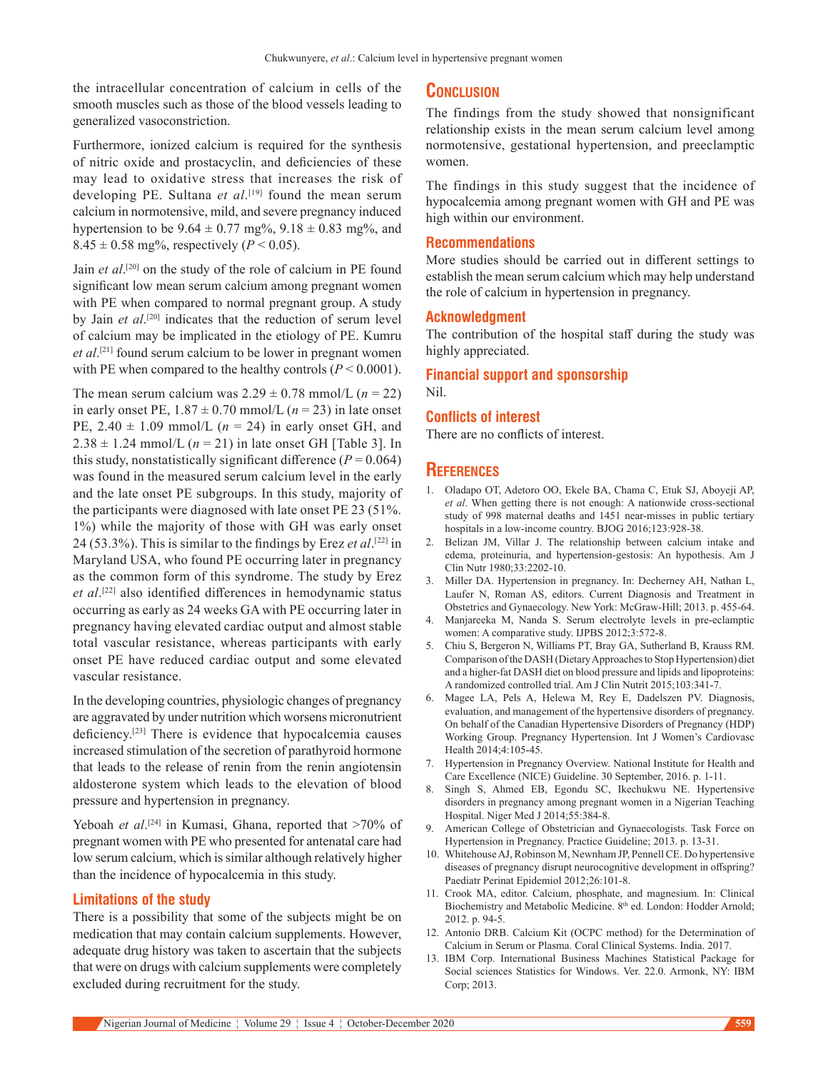the intracellular concentration of calcium in cells of the smooth muscles such as those of the blood vessels leading to generalized vasoconstriction.

Furthermore, ionized calcium is required for the synthesis of nitric oxide and prostacyclin, and deficiencies of these may lead to oxidative stress that increases the risk of developing PE. Sultana *et al*.[19] found the mean serum calcium in normotensive, mild, and severe pregnancy induced hypertension to be 9.64 ± 0.77 mg%, 9.18 ± 0.83 mg%, and 8.45 ± 0.58 mg%, respectively ($P < 0.05$).

Jain *et al*.[20] on the study of the role of calcium in PE found significant low mean serum calcium among pregnant women with PE when compared to normal pregnant group. A study by Jain *et al*.[20] indicates that the reduction of serum level of calcium may be implicated in the etiology of PE. Kumru *et al*.[21] found serum calcium to be lower in pregnant women with PE when compared to the healthy controls ($P < 0.0001$).

The mean serum calcium was 2.29 ± 0.78 mmol/L ($n = 22$) in early onset PE, 1.87 ± 0.70 mmol/L ($n = 23$) in late onset PE, 2.40 ± 1.09 mmol/L ($n = 24$) in early onset GH, and 2.38 ± 1.24 mmol/L ($n = 21$) in late onset GH [Table 3]. In this study, nonstatistically significant difference ($P = 0.064$) was found in the measured serum calcium level in the early and the late onset PE subgroups. In this study, majority of the participants were diagnosed with late onset PE 23 (51%. 1%) while the majority of those with GH was early onset 24 (53.3%). This is similar to the findings by Erez *et al*.[22] in Maryland USA, who found PE occurring later in pregnancy as the common form of this syndrome. The study by Erez *et al*.[22] also identified differences in hemodynamic status occurring as early as 24 weeks GA with PE occurring later in pregnancy having elevated cardiac output and almost stable total vascular resistance, whereas participants with early onset PE have reduced cardiac output and some elevated vascular resistance.

In the developing countries, physiologic changes of pregnancy are aggravated by under nutrition which worsens micronutrient deficiency.[23] There is evidence that hypocalcemia causes increased stimulation of the secretion of parathyroid hormone that leads to the release of renin from the renin angiotensin aldosterone system which leads to the elevation of blood pressure and hypertension in pregnancy.

Yeboah *et al*.[24] in Kumasi, Ghana, reported that >70% of pregnant women with PE who presented for antenatal care had low serum calcium, which is similar although relatively higher than the incidence of hypocalcemia in this study.

### Limitations of the study

There is a possibility that some of the subjects might be on medication that may contain calcium supplements. However, adequate drug history was taken to ascertain that the subjects that were on drugs with calcium supplements were completely excluded during recruitment for the study.

## Conclusion

The findings from the study showed that nonsignificant relationship exists in the mean serum calcium level among normotensive, gestational hypertension, and preeclamptic women.

The findings in this study suggest that the incidence of hypocalcemia among pregnant women with GH and PE was high within our environment.

### Recommendations

More studies should be carried out in different settings to establish the mean serum calcium which may help understand the role of calcium in hypertension in pregnancy.

### Acknowledgment

The contribution of the hospital staff during the study was highly appreciated.

### Financial support and sponsorship

Nil.

### Conflicts of interest

There are no conflicts of interest.

## References

1. Oladapo OT, Adetoro OO, Ekele BA, Chama C, Etuk SJ, Aboyeji AP, *et al*. When getting there is not enough: A nationwide cross-sectional study of 998 maternal deaths and 1451 near-misses in public tertiary hospitals in a low-income country. BJOG 2016;123:928-38.
2. Belizan JM, Villar J. The relationship between calcium intake and edema, proteinuria, and hypertension-gestosis: An hypothesis. Am J Clin Nutr 1980;33:2202-10.
3. Miller DA. Hypertension in pregnancy. In: Decherney AH, Nathan L, Laufer N, Roman AS, editors. Current Diagnosis and Treatment in Obstetrics and Gynaecology. New York: McGraw-Hill; 2013. p. 455-64.
4. Manjareeka M, Nanda S. Serum electrolyte levels in pre-eclamptic women: A comparative study. IJPBS 2012;3:572-8.
5. Chiu S, Bergeron N, Williams PT, Bray GA, Sutherland B, Krauss RM. Comparison of the DASH (Dietary Approaches to Stop Hypertension) diet and a higher-fat DASH diet on blood pressure and lipids and lipoproteins: A randomized controlled trial. Am J Clin Nutrit 2015;103:341-7.
6. Magee LA, Pels A, Helewa M, Rey E, Dadelszen PV. Diagnosis, evaluation, and management of the hypertensive disorders of pregnancy. On behalf of the Canadian Hypertensive Disorders of Pregnancy (HDP) Working Group. Pregnancy Hypertension. Int J Women's Cardiovasc Health 2014;4:105-45.
7. Hypertension in Pregnancy Overview. National Institute for Health and Care Excellence (NICE) Guideline. 30 September, 2016. p. 1-11.
8. Singh S, Ahmed EB, Egondu SC, Ikechukwu NE. Hypertensive disorders in pregnancy among pregnant women in a Nigerian Teaching Hospital. Niger Med J 2014;55:384-8.
9. American College of Obstetrician and Gynaecologists. Task Force on Hypertension in Pregnancy. Practice Guideline; 2013. p. 13-31.
10. Whitehouse AJ, Robinson M, Newnham JP, Pennell CE. Do hypertensive diseases of pregnancy disrupt neurocognitive development in offspring? Paediatr Perinat Epidemiol 2012;26:101-8.
11. Crook MA, editor. Calcium, phosphate, and magnesium. In: Clinical Biochemistry and Metabolic Medicine. 8th ed. London: Hodder Arnold; 2012. p. 94-5.
12. Antonio DRB. Calcium Kit (OCPC method) for the Determination of Calcium in Serum or Plasma. Coral Clinical Systems. India. 2017.
13. IBM Corp. International Business Machines Statistical Package for Social sciences Statistics for Windows. Ver. 22.0. Armonk, NY: IBM Corp; 2013.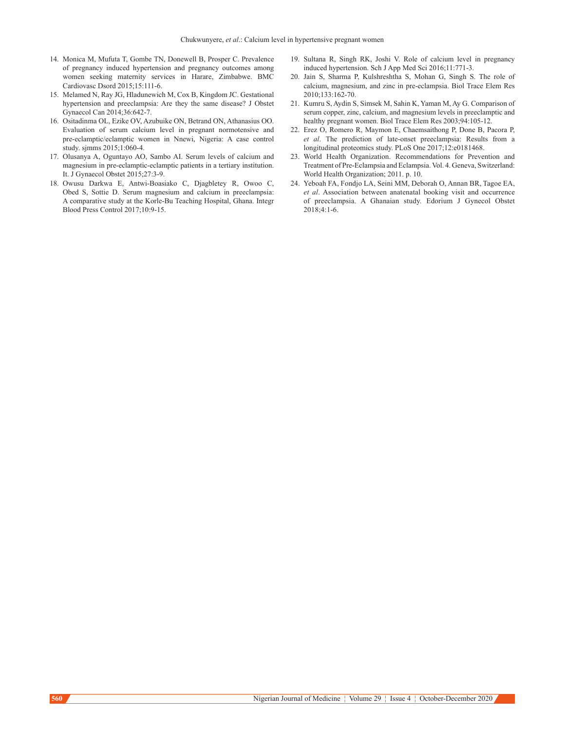14. Monica M, Mufuta T, Gombe TN, Donewell B, Prosper C. Prevalence of pregnancy induced hypertension and pregnancy outcomes among women seeking maternity services in Harare, Zimbabwe. BMC Cardiovasc Dsord 2015;15:111-6.
15. Melamed N, Ray JG, Hladunewich M, Cox B, Kingdom JC. Gestational hypertension and preeclampsia: Are they the same disease? J Obstet Gynaecol Can 2014;36:642-7.
16. Ositadinma OL, Ezike OV, Azubuike ON, Betrand ON, Athanasius OO. Evaluation of serum calcium level in pregnant normotensive and pre-eclamptic/eclamptic women in Nnewi, Nigeria: A case control study. sjmms 2015;1:060-4.
17. Olusanya A, Oguntayo AO, Sambo AI. Serum levels of calcium and magnesium in pre-eclamptic-eclamptic patients in a tertiary institution. It. J Gynaecol Obstet 2015;27:3-9.
18. Owusu Darkwa E, Antwi-Boasiako C, Djagbletey R, Owoo C, Obed S, Sottie D. Serum magnesium and calcium in preeclampsia: A comparative study at the Korle-Bu Teaching Hospital, Ghana. Integr Blood Press Control 2017;10:9-15.
19. Sultana R, Singh RK, Joshi V. Role of calcium level in pregnancy induced hypertension. Sch J App Med Sci 2016;11:771-3.
20. Jain S, Sharma P, Kulshreshtha S, Mohan G, Singh S. The role of calcium, magnesium, and zinc in pre-eclampsia. Biol Trace Elem Res 2010;133:162-70.
21. Kumru S, Aydin S, Simsek M, Sahin K, Yaman M, Ay G. Comparison of serum copper, zinc, calcium, and magnesium levels in preeclamptic and healthy pregnant women. Biol Trace Elem Res 2003;94:105-12.
22. Erez O, Romero R, Maymon E, Chaemsaithong P, Done B, Pacora P, *et al*. The prediction of late-onset preeclampsia: Results from a longitudinal proteomics study. PLoS One 2017;12:e0181468.
23. World Health Organization. Recommendations for Prevention and Treatment of Pre-Eclampsia and Eclampsia. Vol. 4. Geneva, Switzerland: World Health Organization; 2011. p. 10.
24. Yeboah FA, Fondjo LA, Seini MM, Deborah O, Annan BR, Tagoe EA, *et al*. Association between anatenatal booking visit and occurrence of preeclampsia. A Ghanaian study. Edorium J Gynecol Obstet 2018;4:1-6.